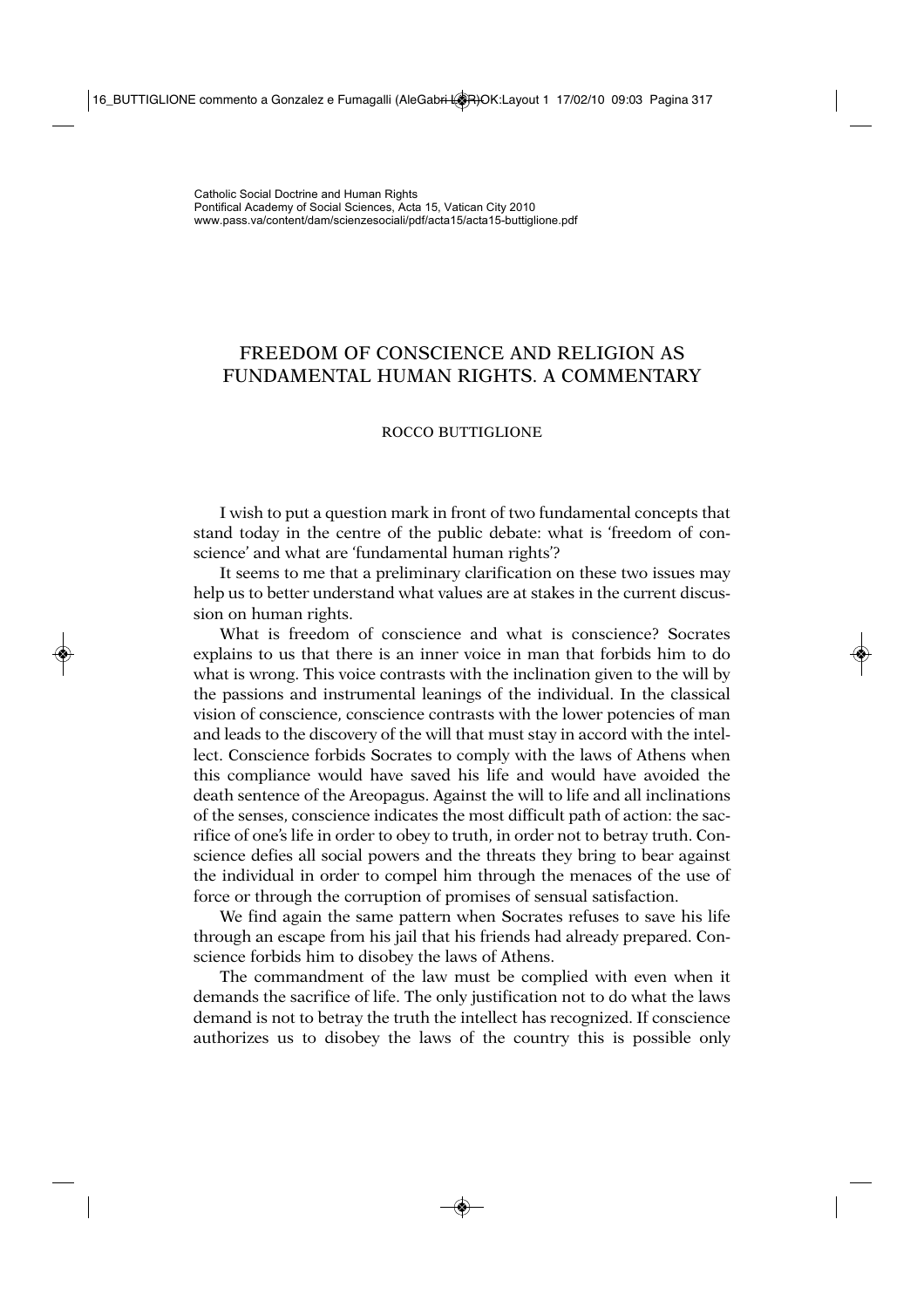Catholic Social Doctrine and Human Rights
Pontifical Academy of Social Sciences, Acta 15, Vatican City 2010
www.pass.va/content/dam/scienzesociali/pdf/acta15/acta15-buttiglione.pdf

# FREEDOM OF CONSCIENCE AND RELIGION AS FUNDAMENTAL HUMAN RIGHTS. A COMMENTARY

ROCCO BUTTIGLIONE

I wish to put a question mark in front of two fundamental concepts that stand today in the centre of the public debate: what is 'freedom of conscience' and what are 'fundamental human rights'?

It seems to me that a preliminary clarification on these two issues may help us to better understand what values are at stakes in the current discussion on human rights.

What is freedom of conscience and what is conscience? Socrates explains to us that there is an inner voice in man that forbids him to do what is wrong. This voice contrasts with the inclination given to the will by the passions and instrumental leanings of the individual. In the classical vision of conscience, conscience contrasts with the lower potencies of man and leads to the discovery of the will that must stay in accord with the intellect. Conscience forbids Socrates to comply with the laws of Athens when this compliance would have saved his life and would have avoided the death sentence of the Areopagus. Against the will to life and all inclinations of the senses, conscience indicates the most difficult path of action: the sacrifice of one's life in order to obey to truth, in order not to betray truth. Conscience defies all social powers and the threats they bring to bear against the individual in order to compel him through the menaces of the use of force or through the corruption of promises of sensual satisfaction.

We find again the same pattern when Socrates refuses to save his life through an escape from his jail that his friends had already prepared. Conscience forbids him to disobey the laws of Athens.

The commandment of the law must be complied with even when it demands the sacrifice of life. The only justification not to do what the laws demand is not to betray the truth the intellect has recognized. If conscience authorizes us to disobey the laws of the country this is possible only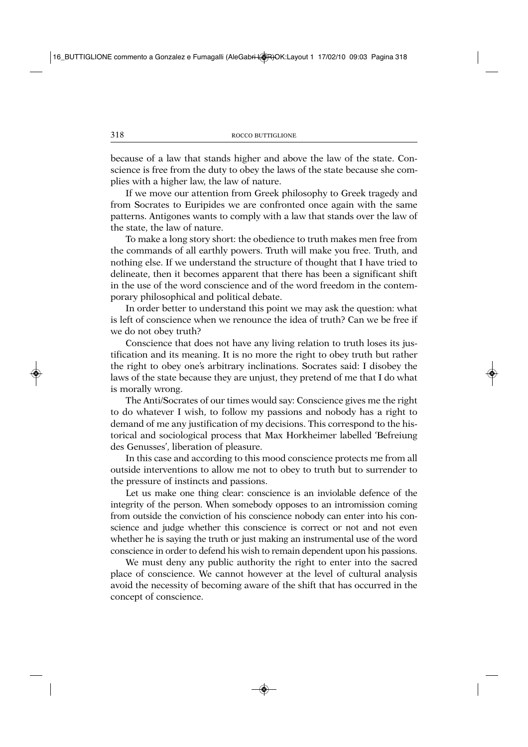because of a law that stands higher and above the law of the state. Conscience is free from the duty to obey the laws of the state because she complies with a higher law, the law of nature.

If we move our attention from Greek philosophy to Greek tragedy and from Socrates to Euripides we are confronted once again with the same patterns. Antigones wants to comply with a law that stands over the law of the state, the law of nature.

To make a long story short: the obedience to truth makes men free from the commands of all earthly powers. Truth will make you free. Truth, and nothing else. If we understand the structure of thought that I have tried to delineate, then it becomes apparent that there has been a significant shift in the use of the word conscience and of the word freedom in the contemporary philosophical and political debate.

In order better to understand this point we may ask the question: what is left of conscience when we renounce the idea of truth? Can we be free if we do not obey truth?

Conscience that does not have any living relation to truth loses its justification and its meaning. It is no more the right to obey truth but rather the right to obey one's arbitrary inclinations. Socrates said: I disobey the laws of the state because they are unjust, they pretend of me that I do what is morally wrong.

The Anti/Socrates of our times would say: Conscience gives me the right to do whatever I wish, to follow my passions and nobody has a right to demand of me any justification of my decisions. This correspond to the historical and sociological process that Max Horkheimer labelled 'Befreiung des Genusses', liberation of pleasure.

In this case and according to this mood conscience protects me from all outside interventions to allow me not to obey to truth but to surrender to the pressure of instincts and passions.

Let us make one thing clear: conscience is an inviolable defence of the integrity of the person. When somebody opposes to an intromission coming from outside the conviction of his conscience nobody can enter into his conscience and judge whether this conscience is correct or not and not even whether he is saying the truth or just making an instrumental use of the word conscience in order to defend his wish to remain dependent upon his passions.

We must deny any public authority the right to enter into the sacred place of conscience. We cannot however at the level of cultural analysis avoid the necessity of becoming aware of the shift that has occurred in the concept of conscience.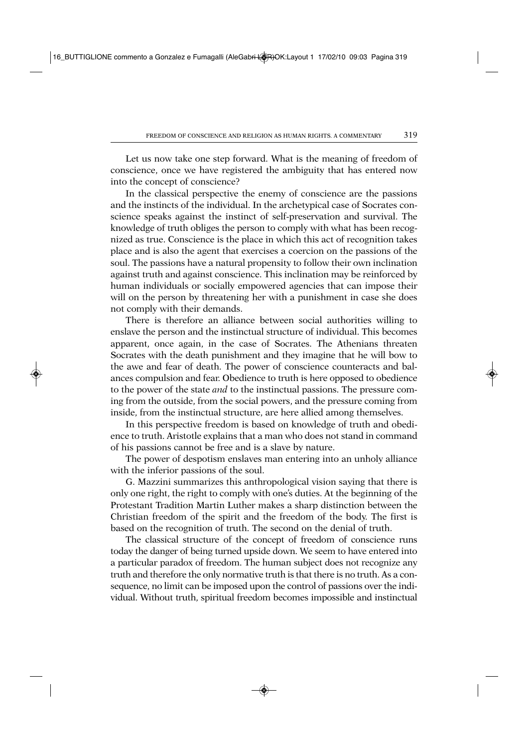Let us now take one step forward. What is the meaning of freedom of conscience, once we have registered the ambiguity that has entered now into the concept of conscience?

In the classical perspective the enemy of conscience are the passions and the instincts of the individual. In the archetypical case of Socrates conscience speaks against the instinct of self-preservation and survival. The knowledge of truth obliges the person to comply with what has been recognized as true. Conscience is the place in which this act of recognition takes place and is also the agent that exercises a coercion on the passions of the soul. The passions have a natural propensity to follow their own inclination against truth and against conscience. This inclination may be reinforced by human individuals or socially empowered agencies that can impose their will on the person by threatening her with a punishment in case she does not comply with their demands.

There is therefore an alliance between social authorities willing to enslave the person and the instinctual structure of individual. This becomes apparent, once again, in the case of Socrates. The Athenians threaten Socrates with the death punishment and they imagine that he will bow to the awe and fear of death. The power of conscience counteracts and balances compulsion and fear. Obedience to truth is here opposed to obedience to the power of the state *and* to the instinctual passions. The pressure coming from the outside, from the social powers, and the pressure coming from inside, from the instinctual structure, are here allied among themselves.

In this perspective freedom is based on knowledge of truth and obedience to truth. Aristotle explains that a man who does not stand in command of his passions cannot be free and is a slave by nature.

The power of despotism enslaves man entering into an unholy alliance with the inferior passions of the soul.

G. Mazzini summarizes this anthropological vision saying that there is only one right, the right to comply with one's duties. At the beginning of the Protestant Tradition Martin Luther makes a sharp distinction between the Christian freedom of the spirit and the freedom of the body. The first is based on the recognition of truth. The second on the denial of truth.

The classical structure of the concept of freedom of conscience runs today the danger of being turned upside down. We seem to have entered into a particular paradox of freedom. The human subject does not recognize any truth and therefore the only normative truth is that there is no truth. As a consequence, no limit can be imposed upon the control of passions over the individual. Without truth, spiritual freedom becomes impossible and instinctual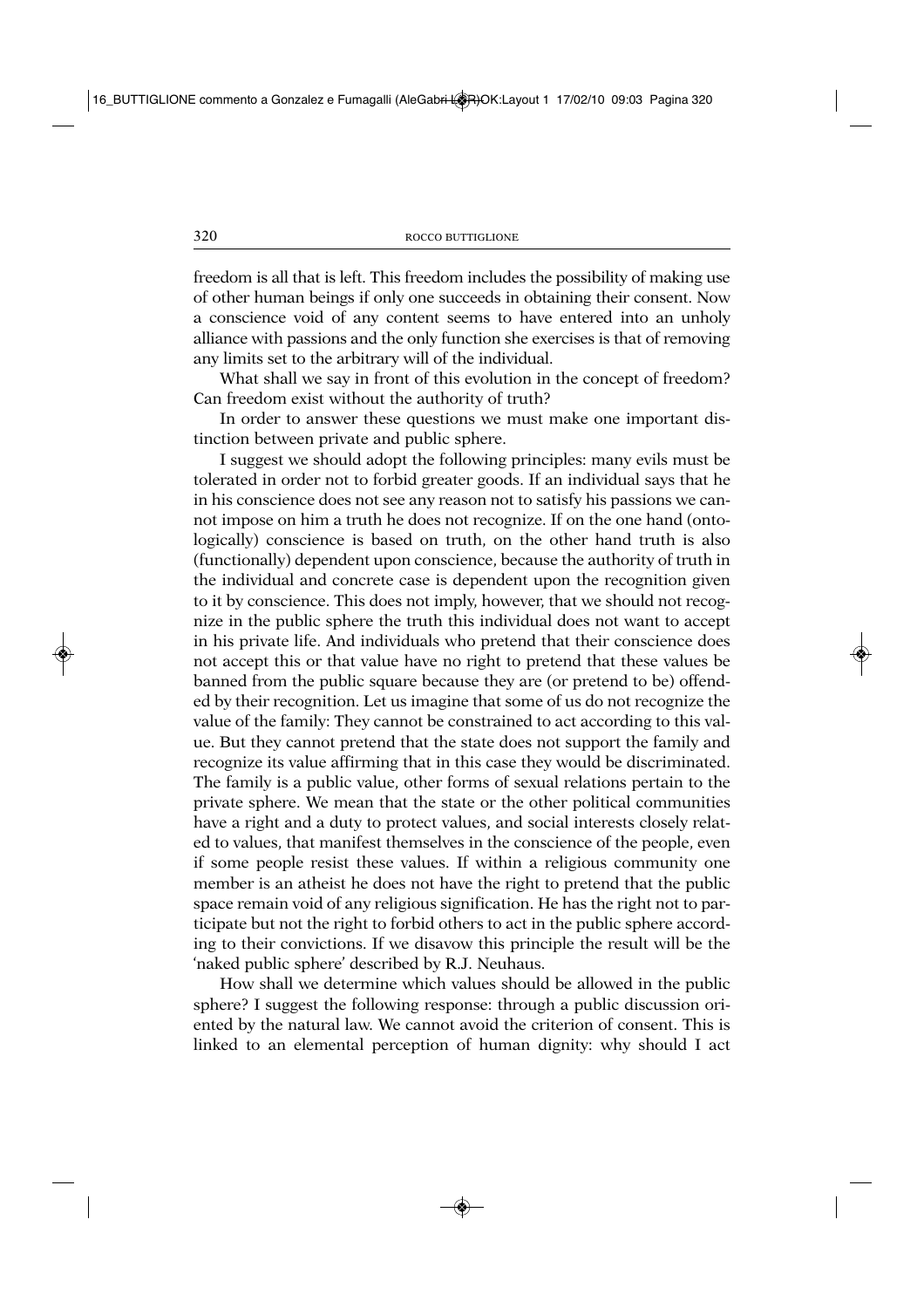freedom is all that is left. This freedom includes the possibility of making use of other human beings if only one succeeds in obtaining their consent. Now a conscience void of any content seems to have entered into an unholy alliance with passions and the only function she exercises is that of removing any limits set to the arbitrary will of the individual.

What shall we say in front of this evolution in the concept of freedom? Can freedom exist without the authority of truth?

In order to answer these questions we must make one important distinction between private and public sphere.

I suggest we should adopt the following principles: many evils must be tolerated in order not to forbid greater goods. If an individual says that he in his conscience does not see any reason not to satisfy his passions we cannot impose on him a truth he does not recognize. If on the one hand (ontologically) conscience is based on truth, on the other hand truth is also (functionally) dependent upon conscience, because the authority of truth in the individual and concrete case is dependent upon the recognition given to it by conscience. This does not imply, however, that we should not recognize in the public sphere the truth this individual does not want to accept in his private life. And individuals who pretend that their conscience does not accept this or that value have no right to pretend that these values be banned from the public square because they are (or pretend to be) offended by their recognition. Let us imagine that some of us do not recognize the value of the family: They cannot be constrained to act according to this value. But they cannot pretend that the state does not support the family and recognize its value affirming that in this case they would be discriminated. The family is a public value, other forms of sexual relations pertain to the private sphere. We mean that the state or the other political communities have a right and a duty to protect values, and social interests closely related to values, that manifest themselves in the conscience of the people, even if some people resist these values. If within a religious community one member is an atheist he does not have the right to pretend that the public space remain void of any religious signification. He has the right not to participate but not the right to forbid others to act in the public sphere according to their convictions. If we disavow this principle the result will be the 'naked public sphere' described by R.J. Neuhaus.

How shall we determine which values should be allowed in the public sphere? I suggest the following response: through a public discussion oriented by the natural law. We cannot avoid the criterion of consent. This is linked to an elemental perception of human dignity: why should I act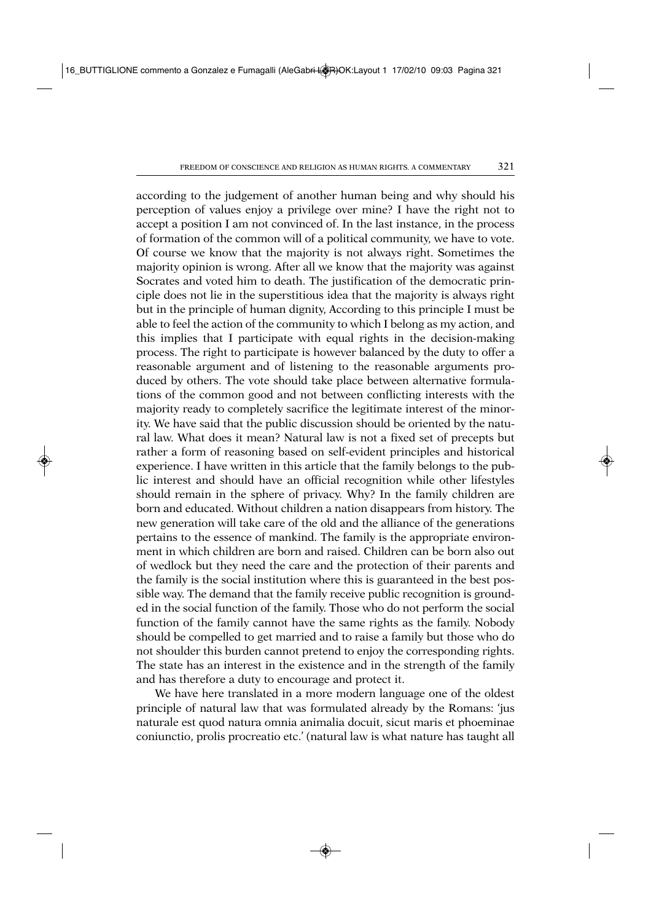according to the judgement of another human being and why should his perception of values enjoy a privilege over mine? I have the right not to accept a position I am not convinced of. In the last instance, in the process of formation of the common will of a political community, we have to vote. Of course we know that the majority is not always right. Sometimes the majority opinion is wrong. After all we know that the majority was against Socrates and voted him to death. The justification of the democratic principle does not lie in the superstitious idea that the majority is always right but in the principle of human dignity, According to this principle I must be able to feel the action of the community to which I belong as my action, and this implies that I participate with equal rights in the decision-making process. The right to participate is however balanced by the duty to offer a reasonable argument and of listening to the reasonable arguments produced by others. The vote should take place between alternative formulations of the common good and not between conflicting interests with the majority ready to completely sacrifice the legitimate interest of the minority. We have said that the public discussion should be oriented by the natural law. What does it mean? Natural law is not a fixed set of precepts but rather a form of reasoning based on self-evident principles and historical experience. I have written in this article that the family belongs to the public interest and should have an official recognition while other lifestyles should remain in the sphere of privacy. Why? In the family children are born and educated. Without children a nation disappears from history. The new generation will take care of the old and the alliance of the generations pertains to the essence of mankind. The family is the appropriate environment in which children are born and raised. Children can be born also out of wedlock but they need the care and the protection of their parents and the family is the social institution where this is guaranteed in the best possible way. The demand that the family receive public recognition is grounded in the social function of the family. Those who do not perform the social function of the family cannot have the same rights as the family. Nobody should be compelled to get married and to raise a family but those who do not shoulder this burden cannot pretend to enjoy the corresponding rights. The state has an interest in the existence and in the strength of the family and has therefore a duty to encourage and protect it.

We have here translated in a more modern language one of the oldest principle of natural law that was formulated already by the Romans: 'jus naturale est quod natura omnia animalia docuit, sicut maris et phoeminae coniunctio, prolis procreatio etc.' (natural law is what nature has taught all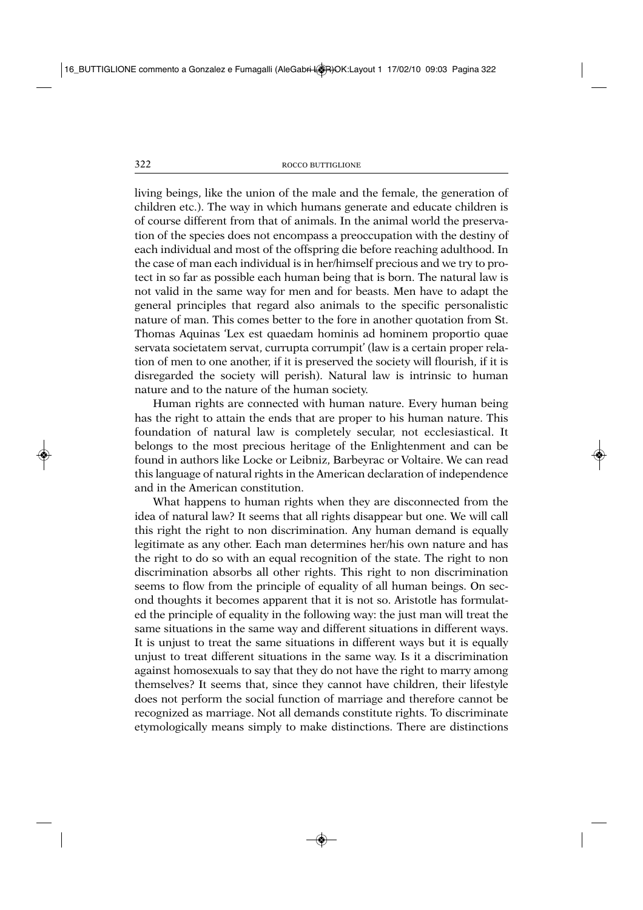living beings, like the union of the male and the female, the generation of children etc.). The way in which humans generate and educate children is of course different from that of animals. In the animal world the preservation of the species does not encompass a preoccupation with the destiny of each individual and most of the offspring die before reaching adulthood. In the case of man each individual is in her/himself precious and we try to protect in so far as possible each human being that is born. The natural law is not valid in the same way for men and for beasts. Men have to adapt the general principles that regard also animals to the specific personalistic nature of man. This comes better to the fore in another quotation from St. Thomas Aquinas 'Lex est quaedam hominis ad hominem proportio quae servata societatem servat, currupta corrumpit' (law is a certain proper relation of men to one another, if it is preserved the society will flourish, if it is disregarded the society will perish). Natural law is intrinsic to human nature and to the nature of the human society.

Human rights are connected with human nature. Every human being has the right to attain the ends that are proper to his human nature. This foundation of natural law is completely secular, not ecclesiastical. It belongs to the most precious heritage of the Enlightenment and can be found in authors like Locke or Leibniz, Barbeyrac or Voltaire. We can read this language of natural rights in the American declaration of independence and in the American constitution.

What happens to human rights when they are disconnected from the idea of natural law? It seems that all rights disappear but one. We will call this right the right to non discrimination. Any human demand is equally legitimate as any other. Each man determines her/his own nature and has the right to do so with an equal recognition of the state. The right to non discrimination absorbs all other rights. This right to non discrimination seems to flow from the principle of equality of all human beings. On second thoughts it becomes apparent that it is not so. Aristotle has formulated the principle of equality in the following way: the just man will treat the same situations in the same way and different situations in different ways. It is unjust to treat the same situations in different ways but it is equally unjust to treat different situations in the same way. Is it a discrimination against homosexuals to say that they do not have the right to marry among themselves? It seems that, since they cannot have children, their lifestyle does not perform the social function of marriage and therefore cannot be recognized as marriage. Not all demands constitute rights. To discriminate etymologically means simply to make distinctions. There are distinctions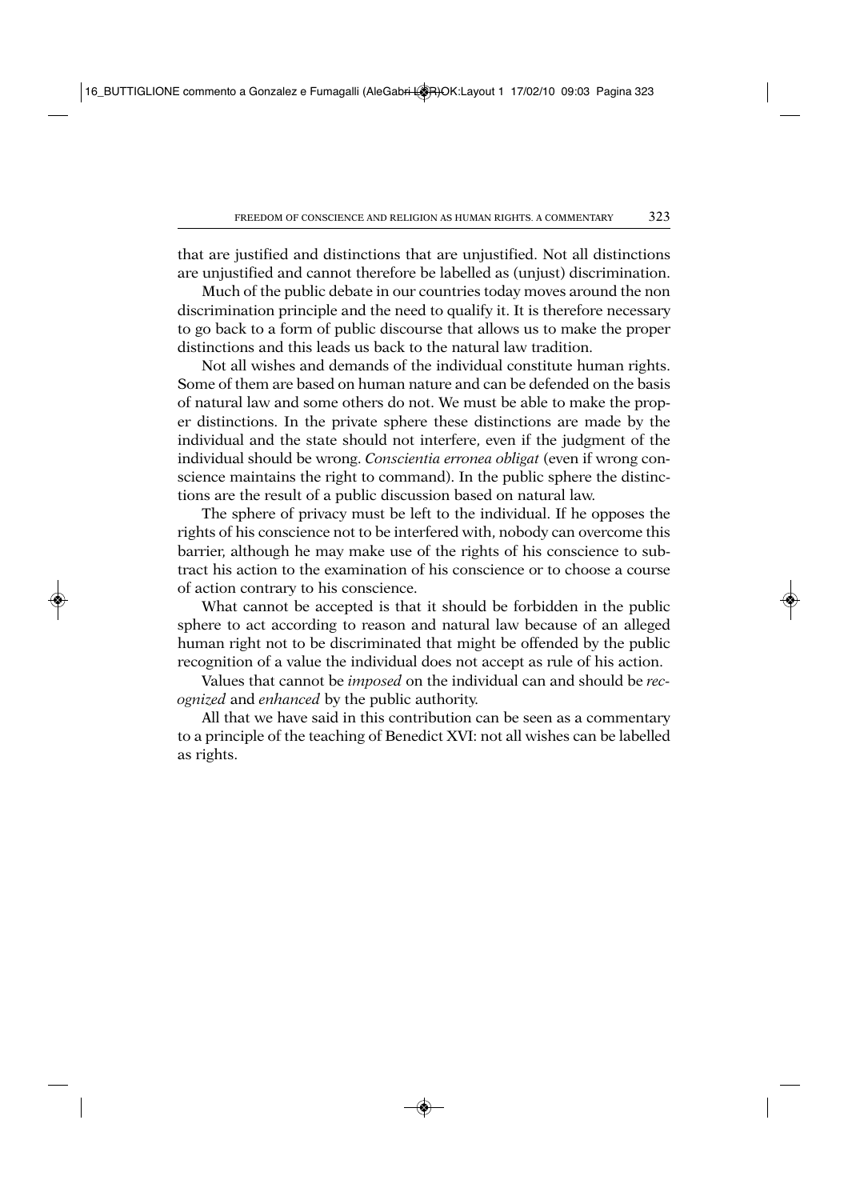that are justified and distinctions that are unjustified. Not all distinctions are unjustified and cannot therefore be labelled as (unjust) discrimination.

Much of the public debate in our countries today moves around the non discrimination principle and the need to qualify it. It is therefore necessary to go back to a form of public discourse that allows us to make the proper distinctions and this leads us back to the natural law tradition.

Not all wishes and demands of the individual constitute human rights. Some of them are based on human nature and can be defended on the basis of natural law and some others do not. We must be able to make the proper distinctions. In the private sphere these distinctions are made by the individual and the state should not interfere, even if the judgment of the individual should be wrong. *Conscientia erronea obligat* (even if wrong conscience maintains the right to command). In the public sphere the distinctions are the result of a public discussion based on natural law.

The sphere of privacy must be left to the individual. If he opposes the rights of his conscience not to be interfered with, nobody can overcome this barrier, although he may make use of the rights of his conscience to subtract his action to the examination of his conscience or to choose a course of action contrary to his conscience.

What cannot be accepted is that it should be forbidden in the public sphere to act according to reason and natural law because of an alleged human right not to be discriminated that might be offended by the public recognition of a value the individual does not accept as rule of his action.

Values that cannot be *imposed* on the individual can and should be *recognized* and *enhanced* by the public authority.

All that we have said in this contribution can be seen as a commentary to a principle of the teaching of Benedict XVI: not all wishes can be labelled as rights.